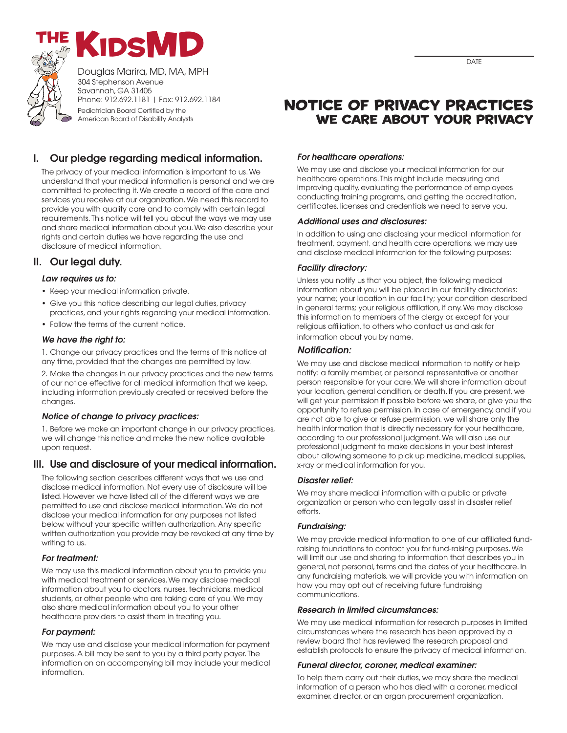# THE KIDSMD

Douglas Marira, MD, MA, MPH
304 Stephenson Avenue
Savannah, GA 31405
Phone: 912.692.1181 | Fax: 912.692.1184
Pediatrician Board Certified by the
American Board of Disability Analysts

DATE

# NOTICE OF PRIVACY PRACTICES
## WE CARE ABOUT YOUR PRIVACY

## I. Our pledge regarding medical information.

The privacy of your medical information is important to us. We understand that your medical information is personal and we are committed to protecting it. We create a record of the care and services you receive at our organization. We need this record to provide you with quality care and to comply with certain legal requirements. This notice will tell you about the ways we may use and share medical information about you. We also describe your rights and certain duties we have regarding the use and disclosure of medical information.

## II. Our legal duty.

### *Law requires us to:*

- Keep your medical information private.
- Give you this notice describing our legal duties, privacy practices, and your rights regarding your medical information.
- Follow the terms of the current notice.

### *We have the right to:*

1. Change our privacy practices and the terms of this notice at any time, provided that the changes are permitted by law.

2. Make the changes in our privacy practices and the new terms of our notice effective for all medical information that we keep, including information previously created or received before the changes.

### *Notice of change to privacy practices:*

1. Before we make an important change in our privacy practices, we will change this notice and make the new notice available upon request.

## III. Use and disclosure of your medical information.

The following section describes different ways that we use and disclose medical information. Not every use of disclosure will be listed. However we have listed all of the different ways we are permitted to use and disclose medical information. We do not disclose your medical information for any purposes not listed below, without your specific written authorization. Any specific written authorization you provide may be revoked at any time by writing to us.

### *For treatment:*

We may use this medical information about you to provide you with medical treatment or services. We may disclose medical information about you to doctors, nurses, technicians, medical students, or other people who are taking care of you. We may also share medical information about you to your other healthcare providers to assist them in treating you.

### *For payment:*

We may use and disclose your medical information for payment purposes. A bill may be sent to you by a third party payer. The information on an accompanying bill may include your medical information.

### *For healthcare operations:*

We may use and disclose your medical information for our healthcare operations. This might include measuring and improving quality, evaluating the performance of employees conducting training programs, and getting the accreditation, certificates, licenses and credentials we need to serve you.

### *Additional uses and disclosures:*

In addition to using and disclosing your medical information for treatment, payment, and health care operations, we may use and disclose medical information for the following purposes:

### *Facility directory:*

Unless you notify us that you object, the following medical information about you will be placed in our facility directories: your name; your location in our facility; your condition described in general terms; your religious affiliation, if any. We may disclose this information to members of the clergy or, except for your religious affiliation, to others who contact us and ask for information about you by name.

### *Notification:*

We may use and disclose medical information to notify or help notify: a family member, or personal representative or another person responsible for your care. We will share information about your location, general condition, or death. If you are present, we will get your permission if possible before we share, or give you the opportunity to refuse permission. In case of emergency, and if you are not able to give or refuse permission, we will share only the health information that is directly necessary for your healthcare, according to our professional judgment. We will also use our professional judgment to make decisions in your best interest about allowing someone to pick up medicine, medical supplies, x-ray or medical information for you.

### *Disaster relief:*

We may share medical information with a public or private organization or person who can legally assist in disaster relief efforts.

### *Fundraising:*

We may provide medical information to one of our affiliated fund-raising foundations to contact you for fund-raising purposes. We will limit our use and sharing to information that describes you in general, not personal, terms and the dates of your healthcare. In any fundraising materials, we will provide you with information on how you may opt out of receiving future fundraising communications.

### *Research in limited circumstances:*

We may use medical information for research purposes in limited circumstances where the research has been approved by a review board that has reviewed the research proposal and establish protocols to ensure the privacy of medical information.

### *Funeral director, coroner, medical examiner:*

To help them carry out their duties, we may share the medical information of a person who has died with a coroner, medical examiner, director, or an organ procurement organization.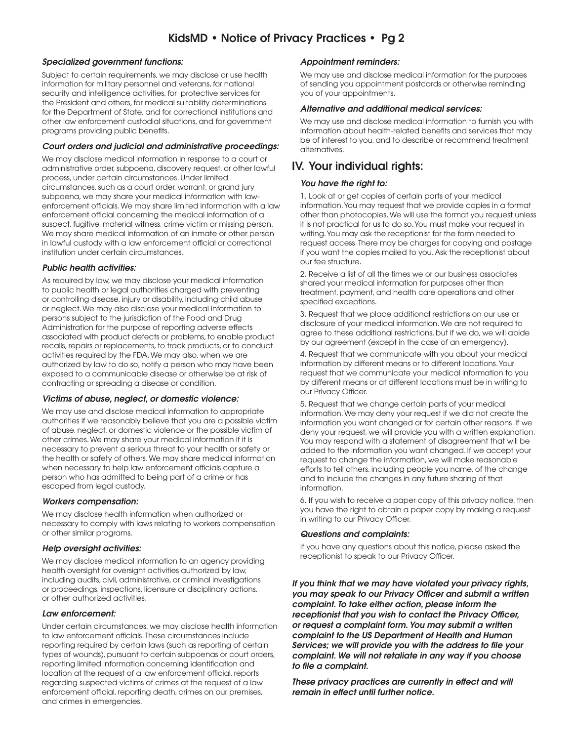### *Specialized government functions:*

Subject to certain requirements, we may disclose or use health information for military personnel and veterans, for national security and intelligence activities, for protective services for the President and others, for medical suitability determinations for the Department of State, and for correctional institutions and other law enforcement custodial situations, and for government programs providing public benefits.

### *Court orders and judicial and administrative proceedings:*

We may disclose medical information in response to a court or administrative order, subpoena, discovery request, or other lawful process, under certain circumstances. Under limited circumstances, such as a court order, warrant, or grand jury subpoena, we may share your medical information with law-enforcement officials. We may share limited information with a law enforcement official concerning the medical information of a suspect, fugitive, material witness, crime victim or missing person. We may share medical information of an inmate or other person in lawful custody with a law enforcement official or correctional institution under certain circumstances.

### *Public health activities:*

As required by law, we may disclose your medical information to public health or legal authorities charged with preventing or controlling disease, injury or disability, including child abuse or neglect. We may also disclose your medical information to persons subject to the jurisdiction of the Food and Drug Administration for the purpose of reporting adverse effects associated with product defects or problems, to enable product recalls, repairs or replacements, to track products, or to conduct activities required by the FDA. We may also, when we are authorized by law to do so, notify a person who may have been exposed to a communicable disease or otherwise be at risk of contracting or spreading a disease or condition.

### *Victims of abuse, neglect, or domestic violence:*

We may use and disclose medical information to appropriate authorities if we reasonably believe that you are a possible victim of abuse, neglect, or domestic violence or the possible victim of other crimes. We may share your medical information if it is necessary to prevent a serious threat to your health or safety or the health or safety of others. We may share medical information when necessary to help law enforcement officials capture a person who has admitted to being part of a crime or has escaped from legal custody.

### *Workers compensation:*

We may disclose health information when authorized or necessary to comply with laws relating to workers compensation or other similar programs.

### *Help oversight activities:*

We may disclose medical information to an agency providing health oversight for oversight activities authorized by law, including audits, civil, administrative, or criminal investigations or proceedings, inspections, licensure or disciplinary actions, or other authorized activities.

### *Law enforcement:*

Under certain circumstances, we may disclose health information to law enforcement officials. These circumstances include reporting required by certain laws (such as reporting of certain types of wounds), pursuant to certain subpoenas or court orders, reporting limited information concerning identification and location at the request of a law enforcement official, reports regarding suspected victims of crimes at the request of a law enforcement official, reporting death, crimes on our premises, and crimes in emergencies.

### *Appointment reminders:*

We may use and disclose medical information for the purposes of sending you appointment postcards or otherwise reminding you of your appointments.

### *Alternative and additional medical services:*

We may use and disclose medical information to furnish you with information about health-related benefits and services that may be of interest to you, and to describe or recommend treatment alternatives.

## IV. Your individual rights:

### *You have the right to:*

1. Look at or get copies of certain parts of your medical information. You may request that we provide copies in a format other than photocopies. We will use the format you request unless it is not practical for us to do so. You must make your request in writing. You may ask the receptionist for the form needed to request access. There may be charges for copying and postage if you want the copies mailed to you. Ask the receptionist about our fee structure.

2. Receive a list of all the times we or our business associates shared your medical information for purposes other than treatment, payment, and health care operations and other specified exceptions.

3. Request that we place additional restrictions on our use or disclosure of your medical information. We are not required to agree to these additional restrictions, but if we do, we will abide by our agreement (except in the case of an emergency).

4. Request that we communicate with you about your medical information by different means or to different locations. Your request that we communicate your medical information to you by different means or at different locations must be in writing to our Privacy Officer.

5. Request that we change certain parts of your medical information. We may deny your request if we did not create the information you want changed or for certain other reasons. If we deny your request, we will provide you with a written explanation. You may respond with a statement of disagreement that will be added to the information you want changed. If we accept your request to change the information, we will make reasonable efforts to tell others, including people you name, of the change and to include the changes in any future sharing of that information.

6. If you wish to receive a paper copy of this privacy notice, then you have the right to obtain a paper copy by making a request in writing to our Privacy Officer.

### *Questions and complaints:*

If you have any questions about this notice, please asked the receptionist to speak to our Privacy Officer.

***If you think that we may have violated your privacy rights, you may speak to our Privacy Officer and submit a written complaint. To take either action, please inform the receptionist that you wish to contact the Privacy Officer, or request a complaint form. You may submit a written complaint to the US Department of Health and Human Services; we will provide you with the address to file your complaint. We will not retaliate in any way if you choose to file a complaint.***

***These privacy practices are currently in effect and will remain in effect until further notice.***